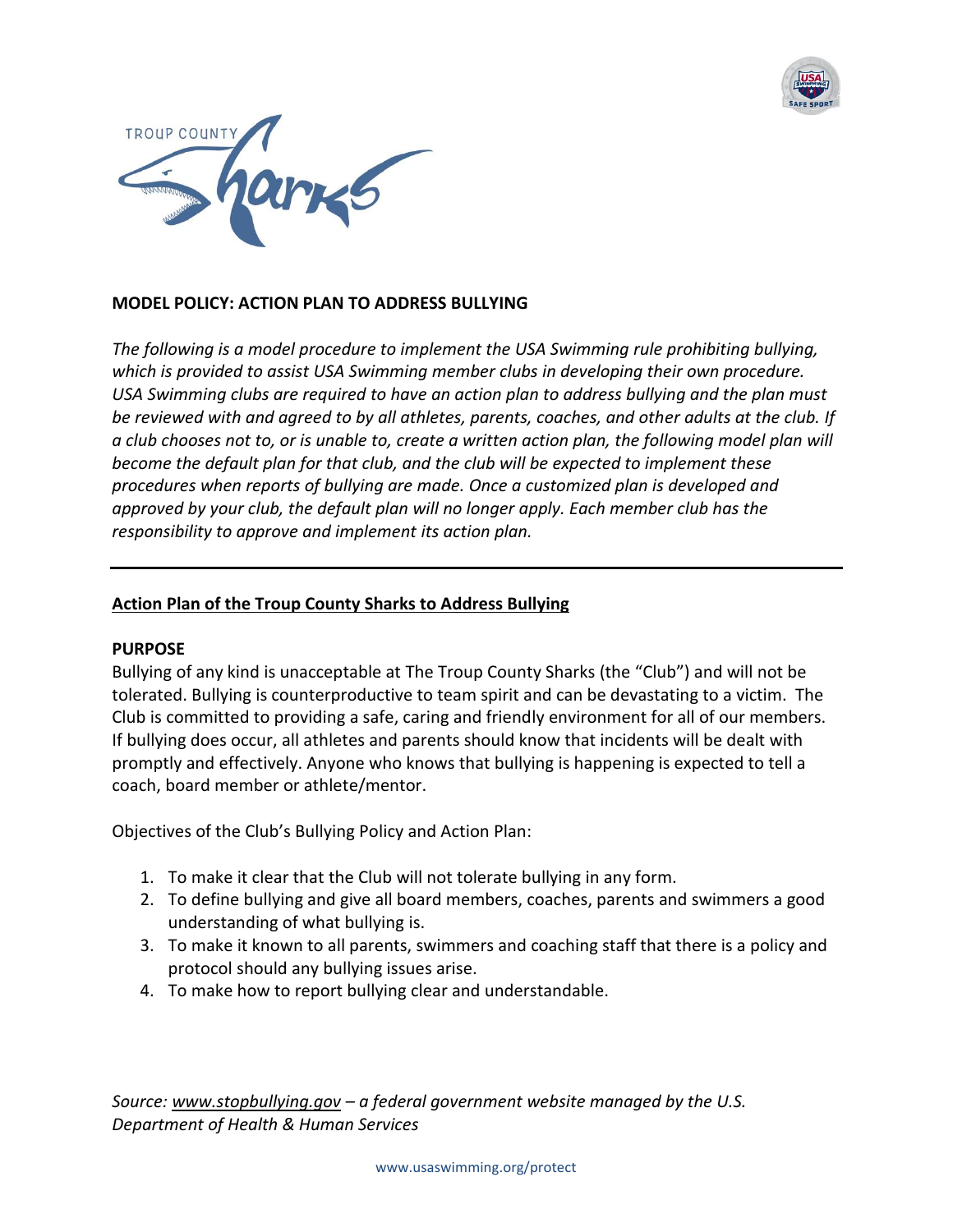**MODEL POLICY: ACTION PLAN TO ADDRESS BULLYING**

*The following is a model procedure to implement the USA Swimming rule prohibiting bullying, which is provided to assist USA Swimming member clubs in developing their own procedure. USA Swimming clubs are required to have an action plan to address bullying and the plan must be reviewed with and agreed to by all athletes, parents, coaches, and other adults at the club. If a club chooses not to, or is unable to, create a written action plan, the following model plan will become the default plan for that club, and the club will be expected to implement these procedures when reports of bullying are made. Once a customized plan is developed and approved by your club, the default plan will no longer apply. Each member club has the responsibility to approve and implement its action plan.*

---

## Action Plan of the Troup County Sharks to Address Bullying

### PURPOSE

Bullying of any kind is unacceptable at The Troup County Sharks (the "Club") and will not be tolerated. Bullying is counterproductive to team spirit and can be devastating to a victim. The Club is committed to providing a safe, caring and friendly environment for all of our members. If bullying does occur, all athletes and parents should know that incidents will be dealt with promptly and effectively. Anyone who knows that bullying is happening is expected to tell a coach, board member or athlete/mentor.

Objectives of the Club's Bullying Policy and Action Plan:

1. To make it clear that the Club will not tolerate bullying in any form.
2. To define bullying and give all board members, coaches, parents and swimmers a good understanding of what bullying is.
3. To make it known to all parents, swimmers and coaching staff that there is a policy and protocol should any bullying issues arise.
4. To make how to report bullying clear and understandable.

*Source: www.stopbullying.gov – a federal government website managed by the U.S. Department of Health & Human Services*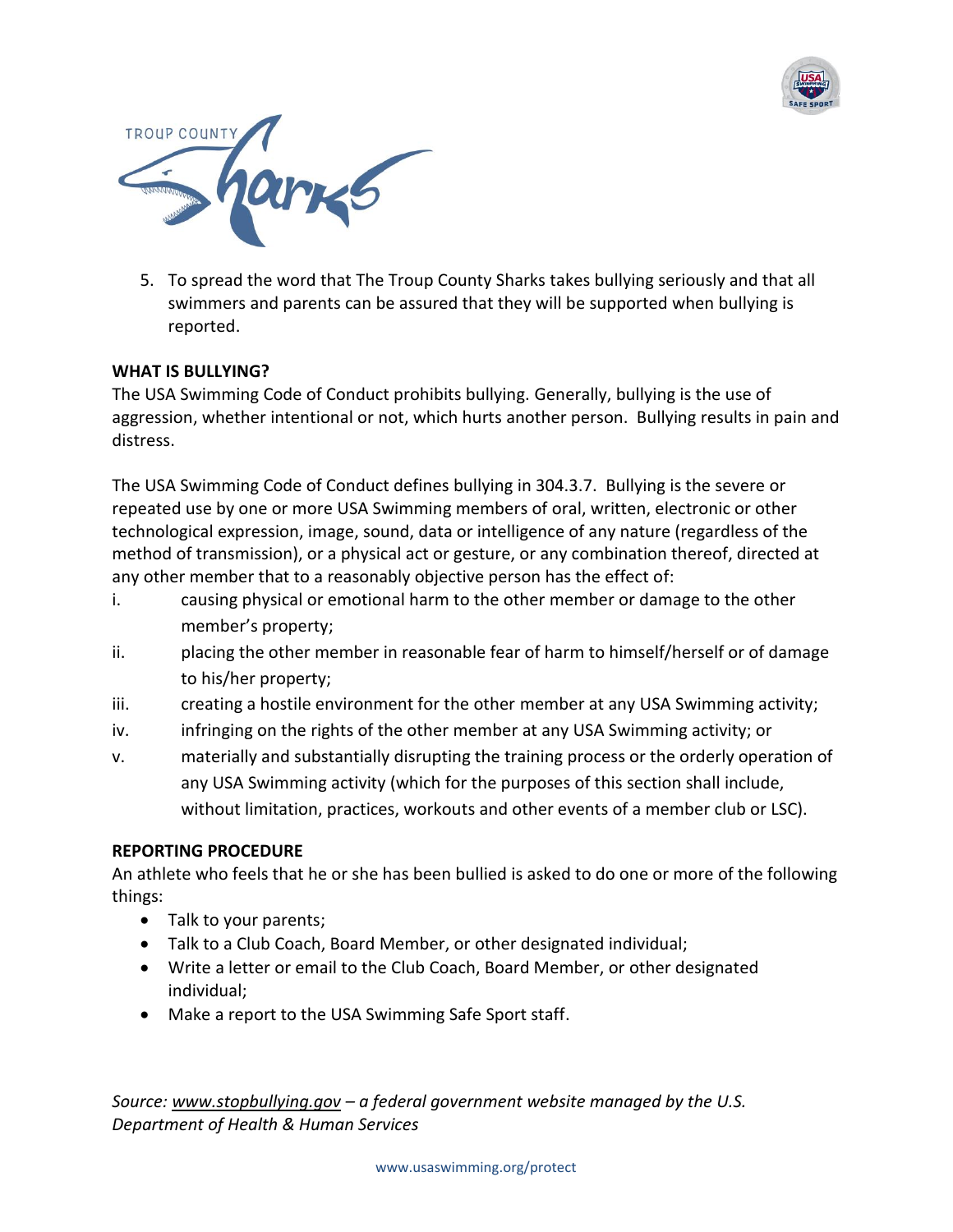5. To spread the word that The Troup County Sharks takes bullying seriously and that all swimmers and parents can be assured that they will be supported when bullying is reported.

**WHAT IS BULLYING?**

The USA Swimming Code of Conduct prohibits bullying. Generally, bullying is the use of aggression, whether intentional or not, which hurts another person. Bullying results in pain and distress.

The USA Swimming Code of Conduct defines bullying in 304.3.7. Bullying is the severe or repeated use by one or more USA Swimming members of oral, written, electronic or other technological expression, image, sound, data or intelligence of any nature (regardless of the method of transmission), or a physical act or gesture, or any combination thereof, directed at any other member that to a reasonably objective person has the effect of:

i. causing physical or emotional harm to the other member or damage to the other member's property;
ii. placing the other member in reasonable fear of harm to himself/herself or of damage to his/her property;
iii. creating a hostile environment for the other member at any USA Swimming activity;
iv. infringing on the rights of the other member at any USA Swimming activity; or
v. materially and substantially disrupting the training process or the orderly operation of any USA Swimming activity (which for the purposes of this section shall include, without limitation, practices, workouts and other events of a member club or LSC).

**REPORTING PROCEDURE**

An athlete who feels that he or she has been bullied is asked to do one or more of the following things:

- Talk to your parents;
- Talk to a Club Coach, Board Member, or other designated individual;
- Write a letter or email to the Club Coach, Board Member, or other designated individual;
- Make a report to the USA Swimming Safe Sport staff.

*Source: www.stopbullying.gov – a federal government website managed by the U.S. Department of Health & Human Services*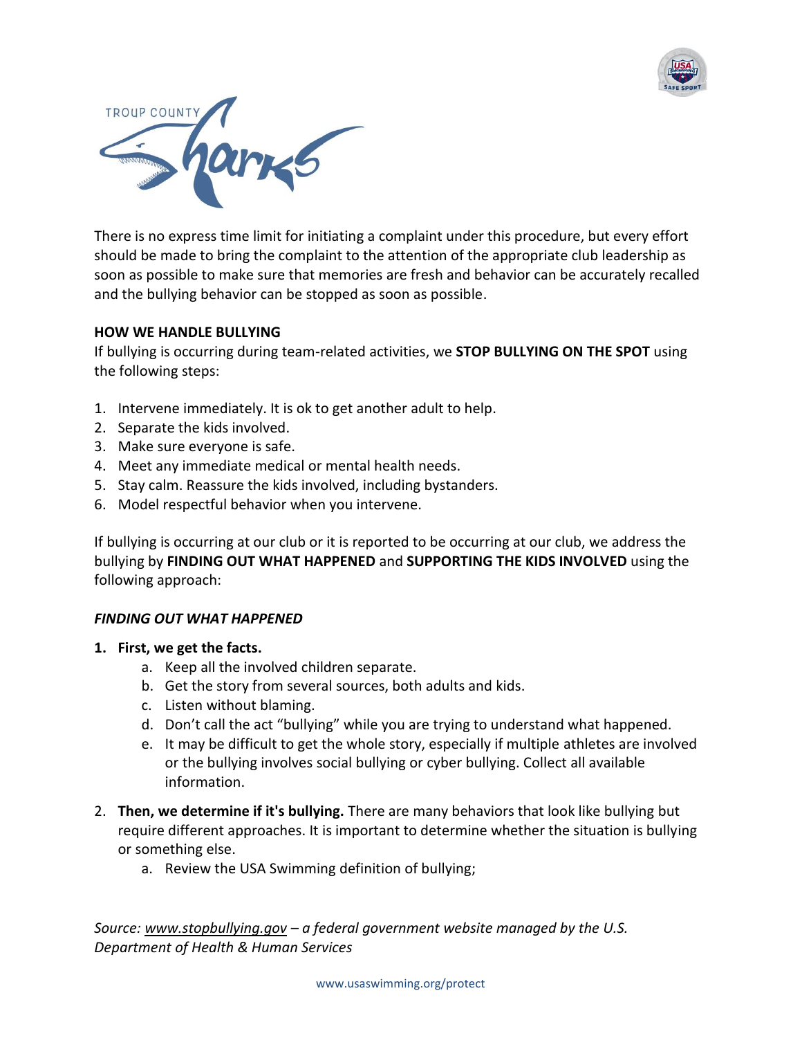There is no express time limit for initiating a complaint under this procedure, but every effort should be made to bring the complaint to the attention of the appropriate club leadership as soon as possible to make sure that memories are fresh and behavior can be accurately recalled and the bullying behavior can be stopped as soon as possible.

**HOW WE HANDLE BULLYING**

If bullying is occurring during team-related activities, we **STOP BULLYING ON THE SPOT** using the following steps:

1. Intervene immediately. It is ok to get another adult to help.
2. Separate the kids involved.
3. Make sure everyone is safe.
4. Meet any immediate medical or mental health needs.
5. Stay calm. Reassure the kids involved, including bystanders.
6. Model respectful behavior when you intervene.

If bullying is occurring at our club or it is reported to be occurring at our club, we address the bullying by **FINDING OUT WHAT HAPPENED** and **SUPPORTING THE KIDS INVOLVED** using the following approach:

***FINDING OUT WHAT HAPPENED***

1. **First, we get the facts.**
   a. Keep all the involved children separate.
   b. Get the story from several sources, both adults and kids.
   c. Listen without blaming.
   d. Don't call the act "bullying" while you are trying to understand what happened.
   e. It may be difficult to get the whole story, especially if multiple athletes are involved or the bullying involves social bullying or cyber bullying. Collect all available information.
2. **Then, we determine if it's bullying.** There are many behaviors that look like bullying but require different approaches. It is important to determine whether the situation is bullying or something else.
   a. Review the USA Swimming definition of bullying;

*Source: www.stopbullying.gov – a federal government website managed by the U.S. Department of Health & Human Services*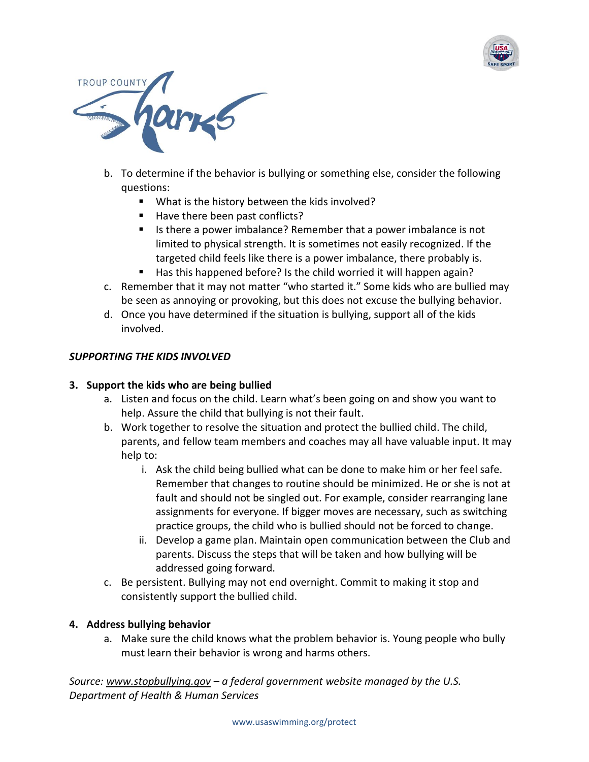b. To determine if the behavior is bullying or something else, consider the following questions:
   - What is the history between the kids involved?
   - Have there been past conflicts?
   - Is there a power imbalance? Remember that a power imbalance is not limited to physical strength. It is sometimes not easily recognized. If the targeted child feels like there is a power imbalance, there probably is.
   - Has this happened before? Is the child worried it will happen again?

c. Remember that it may not matter "who started it." Some kids who are bullied may be seen as annoying or provoking, but this does not excuse the bullying behavior.

d. Once you have determined if the situation is bullying, support all of the kids involved.

***SUPPORTING THE KIDS INVOLVED***

**3. Support the kids who are being bullied**

a. Listen and focus on the child. Learn what's been going on and show you want to help. Assure the child that bullying is not their fault.

b. Work together to resolve the situation and protect the bullied child. The child, parents, and fellow team members and coaches may all have valuable input. It may help to:

   i. Ask the child being bullied what can be done to make him or her feel safe. Remember that changes to routine should be minimized. He or she is not at fault and should not be singled out. For example, consider rearranging lane assignments for everyone. If bigger moves are necessary, such as switching practice groups, the child who is bullied should not be forced to change.

   ii. Develop a game plan. Maintain open communication between the Club and parents. Discuss the steps that will be taken and how bullying will be addressed going forward.

c. Be persistent. Bullying may not end overnight. Commit to making it stop and consistently support the bullied child.

**4. Address bullying behavior**

a. Make sure the child knows what the problem behavior is. Young people who bully must learn their behavior is wrong and harms others.

*Source: www.stopbullying.gov – a federal government website managed by the U.S. Department of Health & Human Services*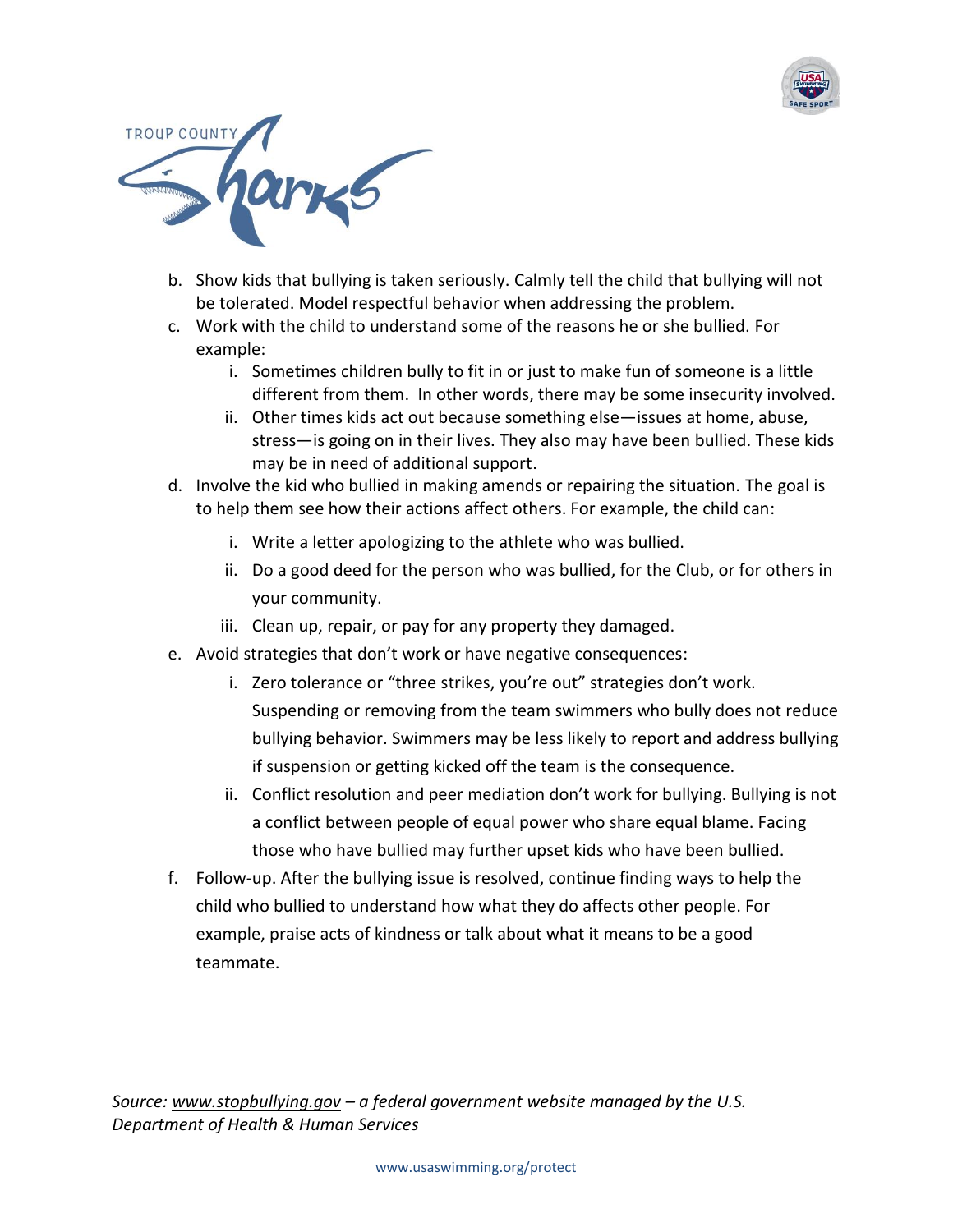b. Show kids that bullying is taken seriously. Calmly tell the child that bullying will not be tolerated. Model respectful behavior when addressing the problem.

c. Work with the child to understand some of the reasons he or she bullied. For example:

   i. Sometimes children bully to fit in or just to make fun of someone is a little different from them. In other words, there may be some insecurity involved.

   ii. Other times kids act out because something else—issues at home, abuse, stress—is going on in their lives. They also may have been bullied. These kids may be in need of additional support.

d. Involve the kid who bullied in making amends or repairing the situation. The goal is to help them see how their actions affect others. For example, the child can:

   i. Write a letter apologizing to the athlete who was bullied.

   ii. Do a good deed for the person who was bullied, for the Club, or for others in your community.

   iii. Clean up, repair, or pay for any property they damaged.

e. Avoid strategies that don't work or have negative consequences:

   i. Zero tolerance or "three strikes, you're out" strategies don't work. Suspending or removing from the team swimmers who bully does not reduce bullying behavior. Swimmers may be less likely to report and address bullying if suspension or getting kicked off the team is the consequence.

   ii. Conflict resolution and peer mediation don't work for bullying. Bullying is not a conflict between people of equal power who share equal blame. Facing those who have bullied may further upset kids who have been bullied.

f. Follow-up. After the bullying issue is resolved, continue finding ways to help the child who bullied to understand how what they do affects other people. For example, praise acts of kindness or talk about what it means to be a good teammate.

*Source: www.stopbullying.gov – a federal government website managed by the U.S. Department of Health & Human Services*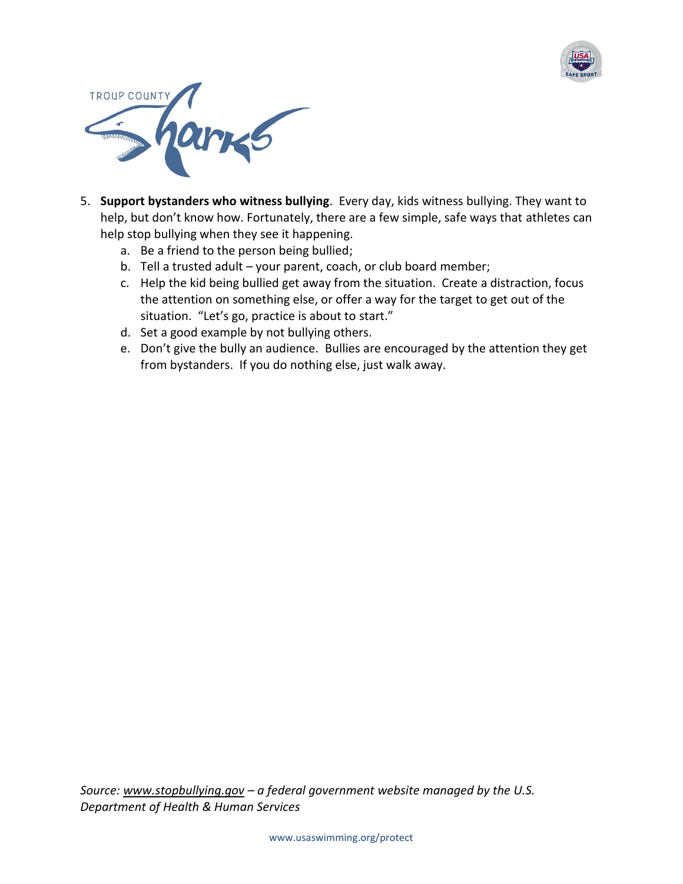5. **Support bystanders who witness bullying**. Every day, kids witness bullying. They want to help, but don't know how. Fortunately, there are a few simple, safe ways that athletes can help stop bullying when they see it happening.
   a. Be a friend to the person being bullied;
   b. Tell a trusted adult – your parent, coach, or club board member;
   c. Help the kid being bullied get away from the situation. Create a distraction, focus the attention on something else, or offer a way for the target to get out of the situation. "Let's go, practice is about to start."
   d. Set a good example by not bullying others.
   e. Don't give the bully an audience. Bullies are encouraged by the attention they get from bystanders. If you do nothing else, just walk away.

*Source: www.stopbullying.gov – a federal government website managed by the U.S. Department of Health & Human Services*